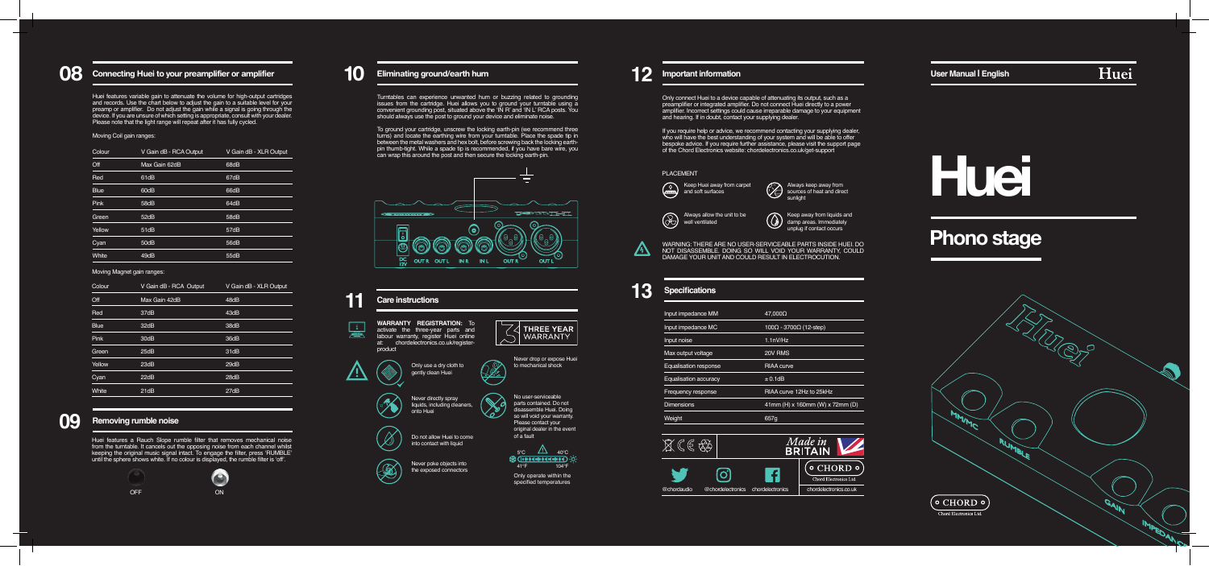## 08 Connecting Huei to your preamplifier or amplifier

Huei features variable gain to attenuate the volume for high-output cartridges and records. Use the chart below to adjust the gain to a suitable level for your preamp or amplifier. Do not adjust the gain while a signal is going through the device. If you are unsure of which setting is appropriate, consult with your dealer. Please note that the light range will repeat after it has fully cycled.

Moving Coil gain ranges:

| Colour | V Gain dB - RCA Output | V Gain dB - XLR Output |
|---|---|---|
| Off | Max Gain 62dB | 68dB |
| Red | 61dB | 67dB |
| Blue | 60dB | 66dB |
| Pink | 58dB | 64dB |
| Green | 52dB | 58dB |
| Yellow | 51dB | 57dB |
| Cyan | 50dB | 56dB |
| White | 49dB | 55dB |

Moving Magnet gain ranges:

| Colour | V Gain dB - RCA Output | V Gain dB - XLR Output |
|---|---|---|
| Off | Max Gain 42dB | 48dB |
| Red | 37dB | 43dB |
| Blue | 32dB | 38dB |
| Pink | 30dB | 36dB |
| Green | 25dB | 31dB |
| Yellow | 23dB | 29dB |
| Cyan | 22dB | 28dB |
| White | 21dB | 27dB |

## 09 Removing rumble noise

Huei features a Rauch Slope rumble filter that removes mechanical noise from the turntable. It cancels out the opposing noise from each channel whilst keeping the original music signal intact. To engage the filter, press 'RUMBLE' until the sphere shows white. If no colour is displayed, the rumble filter is 'off'.

OFF ON

## 10 Eliminating ground/earth hum

Turntables can experience unwanted hum or buzzing related to grounding issues from the cartridge. Huei allows you to ground your turntable using a convenient grounding post, situated above the 'IN R' and 'IN L' RCA posts. You should always use the post to ground your device and eliminate noise.

To ground your cartridge, unscrew the locking earth-pin (we recommend three turns) and locate the earthing wire from your turntable. Place the spade tip in between the metal washers and hex bolt, before screwing back the locking earth-pin thumb-tight. While a spade tip is recommended, if you have bare wire, you can wrap this around the post and then secure the locking earth-pin.

DC 12V OUT R OUT L IN R IN L OUT R OUT L

## 11 Care instructions

**WARRANTY REGISTRATION:** To activate the three-year parts and labour warranty, register Huei online at: chordelectronics.co.uk/register-product

THREE YEAR WARRANTY

- Only use a dry cloth to gently clean Huei
- Never directly spray liquids, including cleaners, onto Huei
- Do not allow Huei to come into contact with liquid
- Never poke objects into the exposed connectors
- Never drop or expose Huei to mechanical shock
- No user-serviceable parts contained. Do not disassemble Huei. Doing so will void your warranty. Please contact your original dealer in the event of a fault

5°C 40°C
41°F 104°F

Only operate within the specified temperatures

## 12 Important information

Only connect Huei to a device capable of attenuating its output, such as a preamplifier or integrated amplifier. Do not connect Huei directly to a power amplifier. Incorrect settings could cause irreparable damage to your equipment and hearing. If in doubt, contact your supplying dealer.

If you require help or advice, we recommend contacting your supplying dealer, who will have the best understanding of your system and will be able to offer bespoke advice. If you require further assistance, please visit the support page of the Chord Electronics website: chordelectronics.co.uk/get-support

PLACEMENT

- Keep Huei away from carpet and soft surfaces
- Always keep away from sources of heat and direct sunlight
- Always allow the unit to be well ventilated
- Keep away from liquids and damp areas. Immediately unplug if contact occurs

WARNING: THERE ARE NO USER-SERVICEABLE PARTS INSIDE HUEI. DO NOT DISASSEMBLE. DOING SO WILL VOID YOUR WARRANTY, COULD DAMAGE YOUR UNIT AND COULD RESULT IN ELECTROCUTION.

## 13 Specifications

| | |
|---|---|
| Input impedance MM | 47,000Ω |
| Input impedance MC | 100Ω - 3700Ω (12-step) |
| Input noise | 1.1nV/Hz |
| Max output voltage | 20V RMS |
| Equalisation response | RIAA curve |
| Equalisation accuracy | ± 0.1dB |
| Frequency response | RIAA curve 12Hz to 25kHz |
| Dimensions | 41mm (H) x 160mm (W) x 72mm (D) |
| Weight | 657g |

Made in BRITAIN

CHORD Chord Electronics Ltd.

@chordaudio @chordelectronics chordelectronics chordelectronics.co.uk

User Manual | English

Huei

# Huei

## Phono stage

CHORD Chord Electronics Ltd.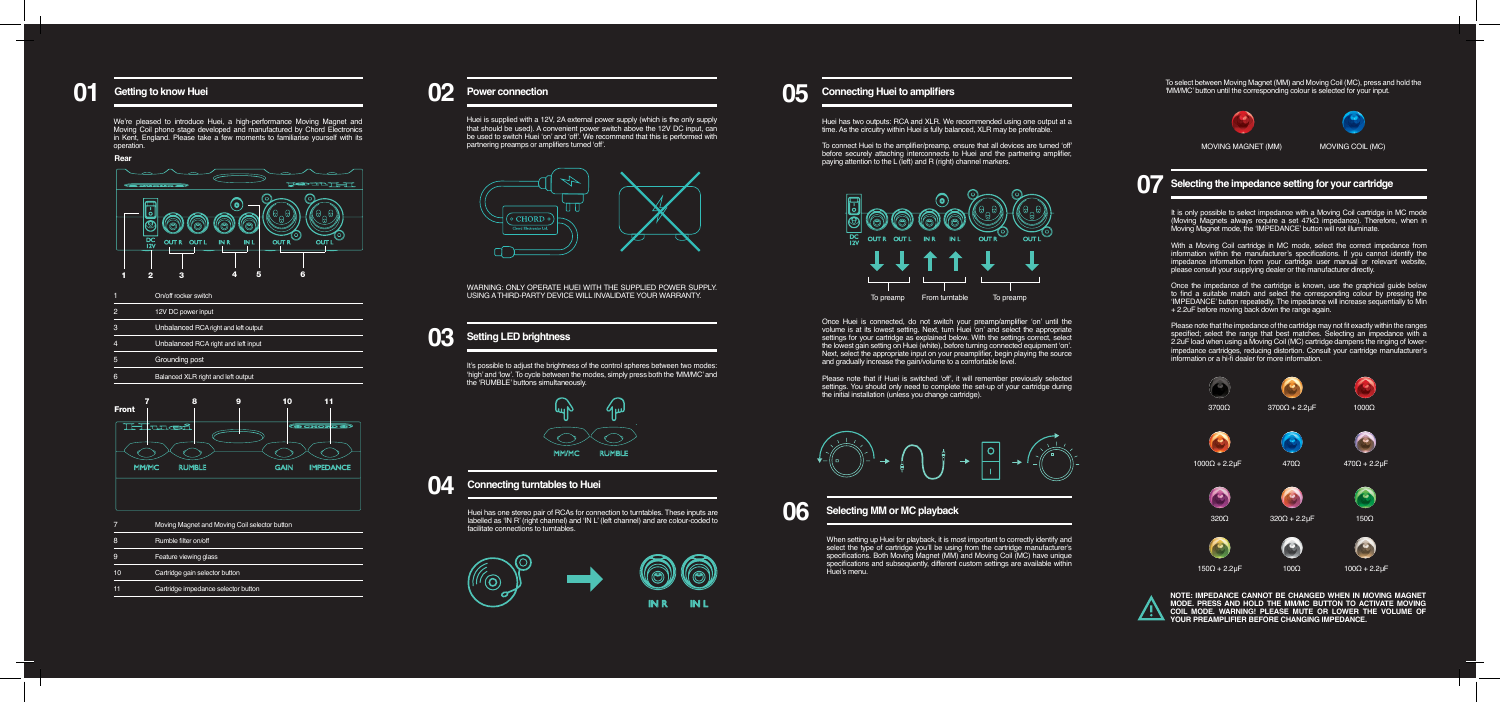## 01 Getting to know Huei

We're pleased to introduce Huei, a high-performance Moving Magnet and Moving Coil phono stage developed and manufactured by Chord Electronics in Kent, England. Please take a few moments to familiarise yourself with its operation.

**Rear**

1 2 3 4 5 6

DC 12V OUT R OUT L IN R IN L OUT R OUT L

| | |
|---|---|
| 1 | On/off rocker switch |
| 2 | 12V DC power input |
| 3 | Unbalanced RCA right and left output |
| 4 | Unbalanced RCA right and left input |
| 5 | Grounding post |
| 6 | Balanced XLR right and left output |

**Front**

7 8 9 10 11

MM/MC RUMBLE GAIN IMPEDANCE

| | |
|---|---|
| 7 | Moving Magnet and Moving Coil selector button |
| 8 | Rumble filter on/off |
| 9 | Feature viewing glass |
| 10 | Cartridge gain selector button |
| 11 | Cartridge impedance selector button |

## 02 Power connection

Huei is supplied with a 12V, 2A external power supply (which is the only supply that should be used). A convenient power switch above the 12V DC input, can be used to switch Huei 'on' and 'off'. We recommend that this is performed with partnering preamps or amplifiers turned 'off'.

WARNING: ONLY OPERATE HUEI WITH THE SUPPLIED POWER SUPPLY. USING A THIRD-PARTY DEVICE WILL INVALIDATE YOUR WARRANTY.

## 03 Setting LED brightness

It's possible to adjust the brightness of the control spheres between two modes: 'high' and 'low'. To cycle between the modes, simply press both the 'MMMC' and the 'RUMBLE' buttons simultaneously.

MM/MC RUMBLE

## 04 Connecting turntables to Huei

Huei has one stereo pair of RCAs for connection to turntables. These inputs are labelled as 'IN R' (right channel) and 'IN L' (left channel) and are colour-coded to facilitate connections to turntables.

IN R IN L

## 05 Connecting Huei to amplifiers

Huei has two outputs: RCA and XLR. We recommended using one output at a time. As the circuitry within Huei is fully balanced, XLR may be preferable.

To connect Huei to the amplifier/preamp, ensure that all devices are turned 'off' before securely attaching interconnects to Huei and the partnering amplifier, paying attention to the L (left) and R (right) channel markers.

To preamp From turntable To preamp

Once Huei is connected, do not switch your preamp/amplifier 'on' until the volume is at its lowest setting. Next, turn Huei 'on' and select the appropriate settings for your cartridge as explained below. With the settings correct, select the lowest gain setting on Huei (white), before turning connected equipment 'on'. Next, select the appropriate input on your preamplifier, begin playing the source and gradually increase the gain/volume to a comfortable level.

Please note that if Huei is switched 'off', it will remember previously selected settings. You should only need to complete the set-up of your cartridge during the initial installation (unless you change cartridge).

## 06 Selecting MM or MC playback

When setting up Huei for playback, it is most important to correctly identify and select the type of cartridge you'll be using from the cartridge manufacturer's specifications. Both Moving Magnet (MM) and Moving Coil (MC) have unique specifications and subsequently, different custom settings are available within Huei's menu.

To select between Moving Magnet (MM) and Moving Coil (MC), press and hold the 'MM/MC' button until the corresponding colour is selected for your input.

MOVING MAGNET (MM) MOVING COIL (MC)

## 07 Selecting the impedance setting for your cartridge

It is only possible to select impedance with a Moving Coil cartridge in MC mode (Moving Magnets always require a set 47kΩ impedance). Therefore, when in Moving Magnet mode, the 'IMPEDANCE' button will not illuminate.

With a Moving Coil cartridge in MC mode, select the correct impedance from information within the manufacturer's specifications. If you cannot identify the impedance information from your cartridge user manual or relevant website, please consult your supplying dealer or the manufacturer directly.

Once the impedance of the cartridge is known, use the graphical guide below to find a suitable match and select the corresponding colour by pressing the 'IMPEDANCE' button repeatedly. The impedance will increase sequentially to Min + 2.2µF before moving back down the range again.

Please note that the impedance of the cartridge may not fit exactly within the ranges specified; select the range that best matches. Selecting an impedance with a 2.2uF load when using a Moving Coil (MC) cartridge dampens the ringing of lower-impedance cartridges, reducing distortion. Consult your cartridge manufacturer's information or a hi-fi dealer for more information.

3700Ω 3700Ω + 2.2µF 1000Ω

1000Ω + 2.2µF 470Ω 470Ω + 2.2µF

320Ω 320Ω + 2.2µF 150Ω

150Ω + 2.2µF 100Ω 100Ω + 2.2µF

**NOTE: IMPEDANCE CANNOT BE CHANGED WHEN IN MOVING MAGNET MODE. PRESS AND HOLD THE MM/MC BUTTON TO ACTIVATE MOVING COIL MODE. WARNING! PLEASE MUTE OR LOWER THE VOLUME OF YOUR PREAMPLIFIER BEFORE CHANGING IMPEDANCE.**